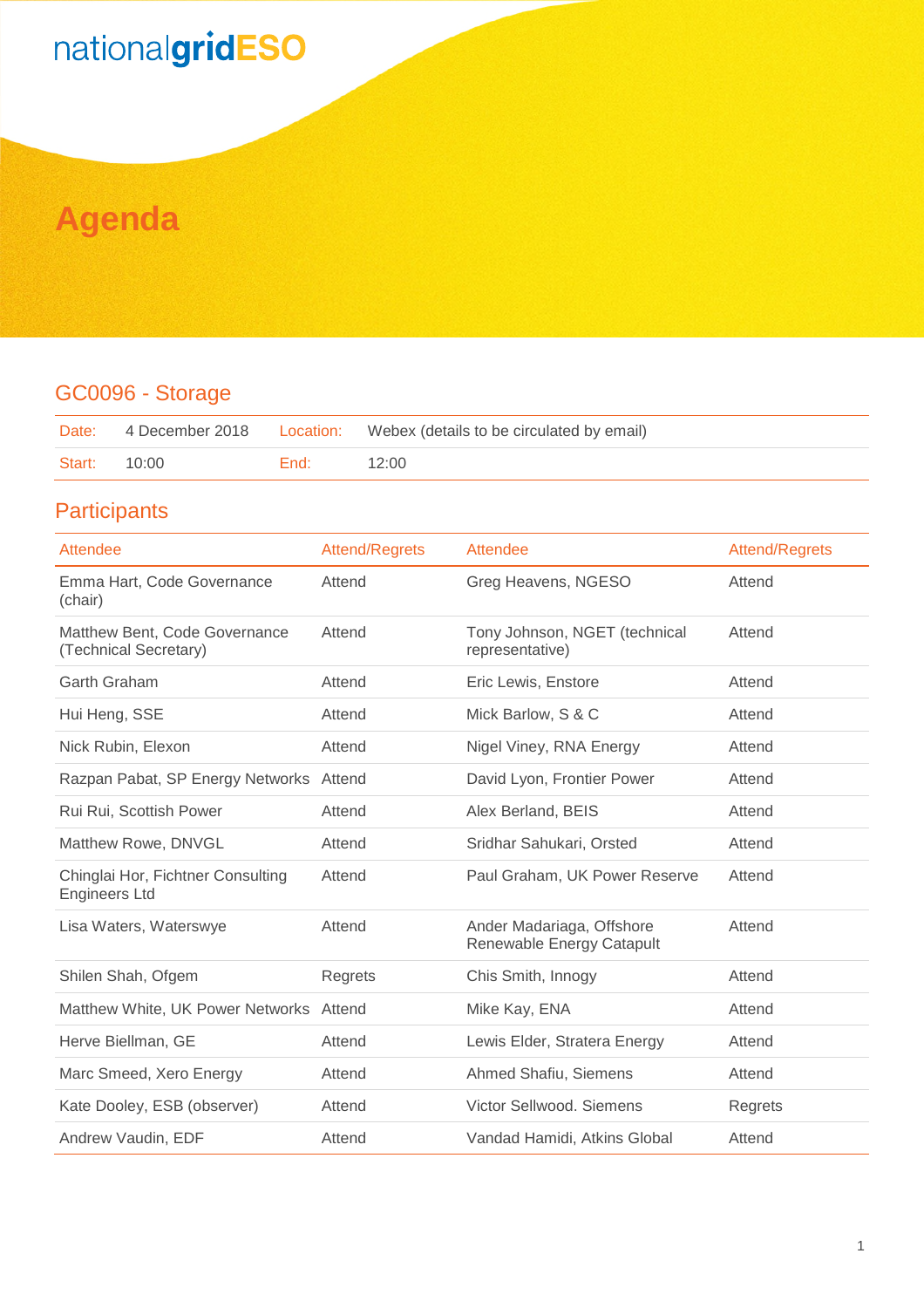nationalgridESO

# Agenda

## GC0096 - Storage

| Date: | 4 December 2018 | Location: | Webex (details to be circulated by email) |
|---|---|---|---|
| Start: | 10:00 | End: | 12:00 |

## Participants

| Attendee | Attend/Regrets | Attendee | Attend/Regrets |
|---|---|---|---|
| Emma Hart, Code Governance (chair) | Attend | Greg Heavens, NGESO | Attend |
| Matthew Bent, Code Governance (Technical Secretary) | Attend | Tony Johnson, NGET (technical representative) | Attend |
| Garth Graham | Attend | Eric Lewis, Enstore | Attend |
| Hui Heng, SSE | Attend | Mick Barlow, S & C | Attend |
| Nick Rubin, Elexon | Attend | Nigel Viney, RNA Energy | Attend |
| Razpan Pabat, SP Energy Networks | Attend | David Lyon, Frontier Power | Attend |
| Rui Rui, Scottish Power | Attend | Alex Berland, BEIS | Attend |
| Matthew Rowe, DNVGL | Attend | Sridhar Sahukari, Orsted | Attend |
| Chinglai Hor, Fichtner Consulting Engineers Ltd | Attend | Paul Graham, UK Power Reserve | Attend |
| Lisa Waters, Waterswye | Attend | Ander Madariaga, Offshore Renewable Energy Catapult | Attend |
| Shilen Shah, Ofgem | Regrets | Chis Smith, Innogy | Attend |
| Matthew White, UK Power Networks | Attend | Mike Kay, ENA | Attend |
| Herve Biellman, GE | Attend | Lewis Elder, Stratera Energy | Attend |
| Marc Smeed, Xero Energy | Attend | Ahmed Shafiu, Siemens | Attend |
| Kate Dooley, ESB (observer) | Attend | Victor Sellwood. Siemens | Regrets |
| Andrew Vaudin, EDF | Attend | Vandad Hamidi, Atkins Global | Attend |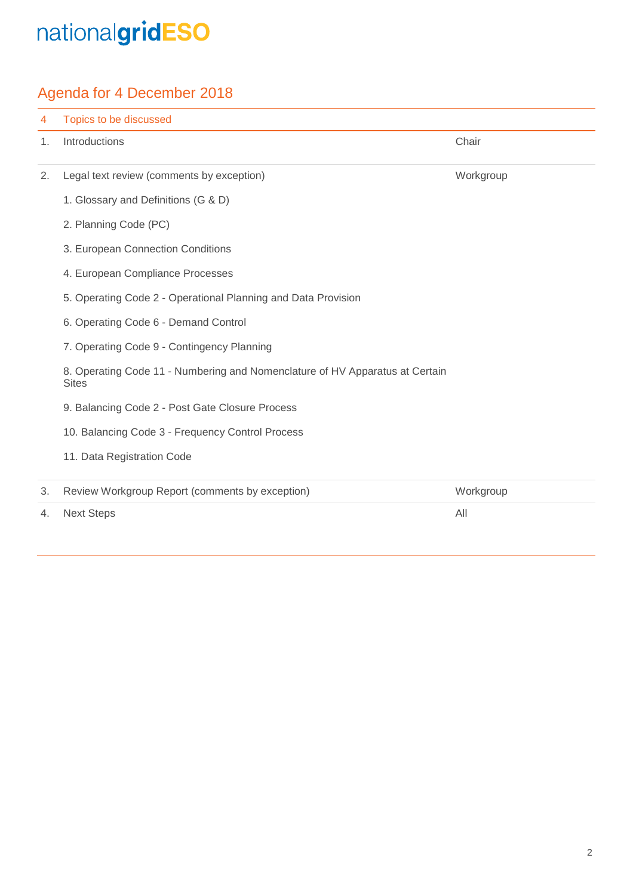nationalgridESO

## Agenda for 4 December 2018

| 4 | Topics to be discussed | |
|---|---|---|
| 1. | Introductions | Chair |
| 2. | Legal text review (comments by exception)<br><br>1. Glossary and Definitions (G & D)<br><br>2. Planning Code (PC)<br><br>3. European Connection Conditions<br><br>4. European Compliance Processes<br><br>5. Operating Code 2 - Operational Planning and Data Provision<br><br>6. Operating Code 6 - Demand Control<br><br>7. Operating Code 9 - Contingency Planning<br><br>8. Operating Code 11 - Numbering and Nomenclature of HV Apparatus at Certain Sites<br><br>9. Balancing Code 2 - Post Gate Closure Process<br><br>10. Balancing Code 3 - Frequency Control Process<br><br>11. Data Registration Code | Workgroup |
| 3. | Review Workgroup Report (comments by exception) | Workgroup |
| 4. | Next Steps | All |